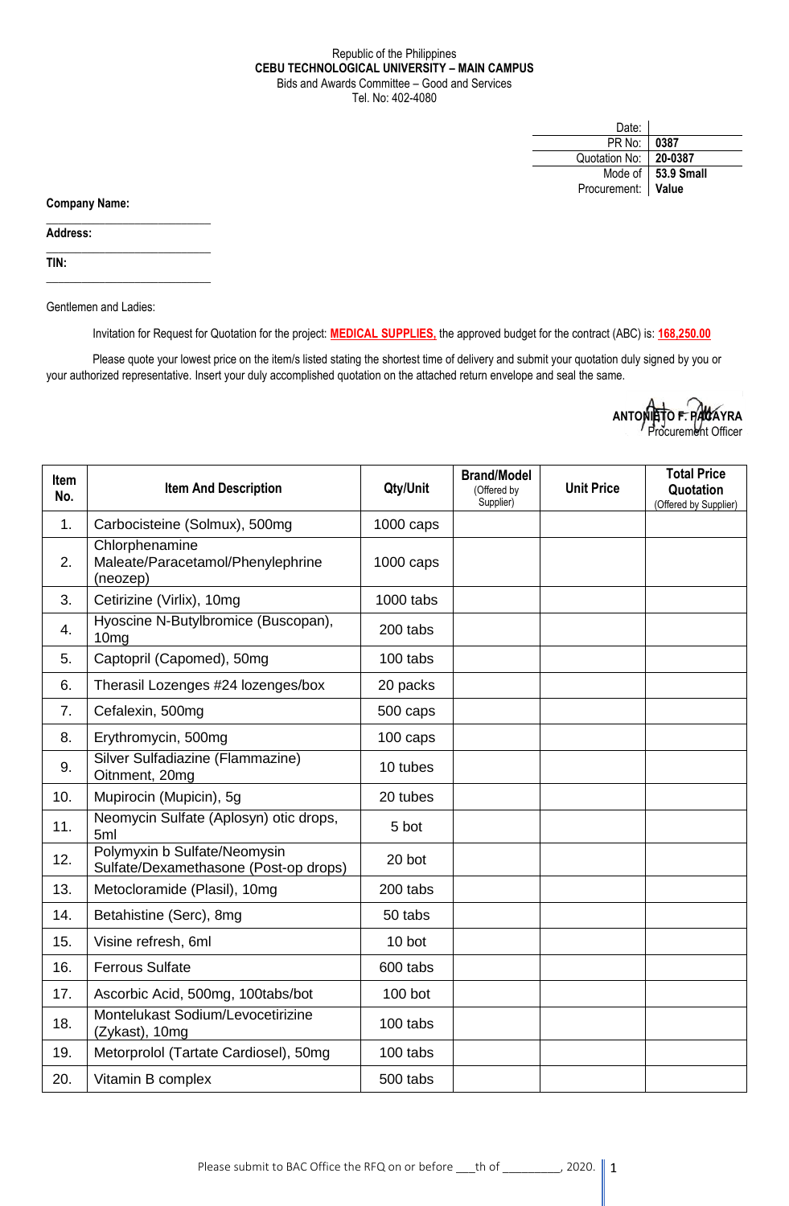Republic of the Philippines
**CEBU TECHNOLOGICAL UNIVERSITY – MAIN CAMPUS**
Bids and Awards Committee – Good and Services
Tel. No: 402-4080

| | |
|---|---|
| Date: | |
| PR No: | **0387** |
| Quotation No: | **20-0387** |
| Mode of Procurement: | **53.9 Small Value** |

**Company Name:** ___________________________

**Address:** ___________________________

**TIN:** ___________________________

Gentlemen and Ladies:

Invitation for Request for Quotation for the project: **MEDICAL SUPPLIES,** the approved budget for the contract (ABC) is: **168,250.00**

Please quote your lowest price on the item/s listed stating the shortest time of delivery and submit your quotation duly signed by you or your authorized representative. Insert your duly accomplished quotation on the attached return envelope and seal the same.

**ANTONIETO F. PAGAYRA**
Procurement Officer

| Item No. | Item And Description | Qty/Unit | Brand/Model (Offered by Supplier) | Unit Price | Total Price Quotation (Offered by Supplier) |
|---|---|---|---|---|---|
| 1. | Carbocisteine (Solmux), 500mg | 1000 caps | | | |
| 2. | Chlorphenamine Maleate/Paracetamol/Phenylephrine (neozep) | 1000 caps | | | |
| 3. | Cetirizine (Virlix), 10mg | 1000 tabs | | | |
| 4. | Hyoscine N-Butylbromice (Buscopan), 10mg | 200 tabs | | | |
| 5. | Captopril (Capomed), 50mg | 100 tabs | | | |
| 6. | Therasil Lozenges #24 lozenges/box | 20 packs | | | |
| 7. | Cefalexin, 500mg | 500 caps | | | |
| 8. | Erythromycin, 500mg | 100 caps | | | |
| 9. | Silver Sulfadiazine (Flammazine) Oitnment, 20mg | 10 tubes | | | |
| 10. | Mupirocin (Mupicin), 5g | 20 tubes | | | |
| 11. | Neomycin Sulfate (Aplosyn) otic drops, 5ml | 5 bot | | | |
| 12. | Polymyxin b Sulfate/Neomysin Sulfate/Dexamethasone (Post-op drops) | 20 bot | | | |
| 13. | Metocloramide (Plasil), 10mg | 200 tabs | | | |
| 14. | Betahistine (Serc), 8mg | 50 tabs | | | |
| 15. | Visine refresh, 6ml | 10 bot | | | |
| 16. | Ferrous Sulfate | 600 tabs | | | |
| 17. | Ascorbic Acid, 500mg, 100tabs/bot | 100 bot | | | |
| 18. | Montelukast Sodium/Levocetirizine (Zykast), 10mg | 100 tabs | | | |
| 19. | Metorprolol (Tartate Cardiosel), 50mg | 100 tabs | | | |
| 20. | Vitamin B complex | 500 tabs | | | |

Please submit to BAC Office the RFQ on or before ___th of _________, 2020.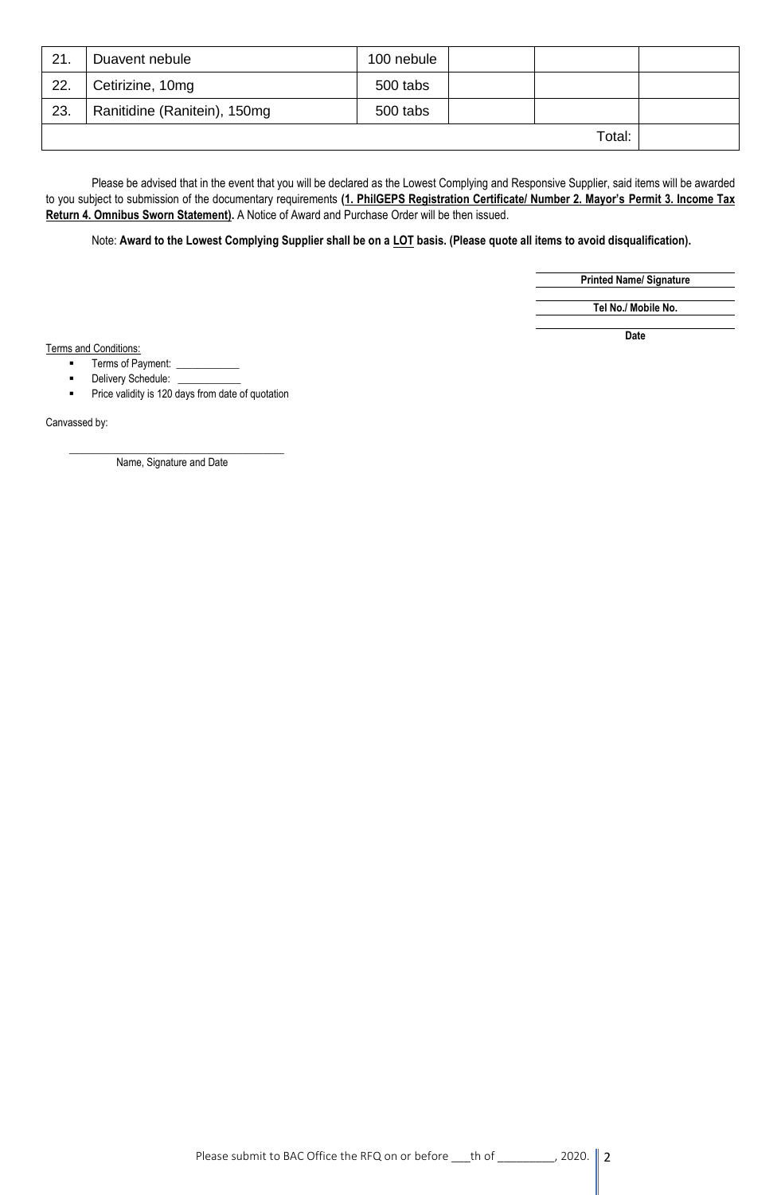| | | | | | |
|---|---|---|---|---|---|
| 21. | Duavent nebule | 100 nebule | | | |
| 22. | Cetirizine, 10mg | 500 tabs | | | |
| 23. | Ranitidine (Ranitein), 150mg | 500 tabs | | | |
| | | | | Total: | |

Please be advised that in the event that you will be declared as the Lowest Complying and Responsive Supplier, said items will be awarded to you subject to submission of the documentary requirements **(1. PhilGEPS Registration Certificate/ Number 2. Mayor's Permit 3. Income Tax Return 4. Omnibus Sworn Statement).** A Notice of Award and Purchase Order will be then issued.

Note: **Award to the Lowest Complying Supplier shall be on a LOT basis. (Please quote all items to avoid disqualification).**

**Printed Name/ Signature**

**Tel No./ Mobile No.**

**Date**

Terms and Conditions:

- Terms of Payment: ____________
- Delivery Schedule: ____________
- Price validity is 120 days from date of quotation

Canvassed by:

_______________________________________
Name, Signature and Date

Please submit to BAC Office the RFQ on or before ___th of _________, 2020.